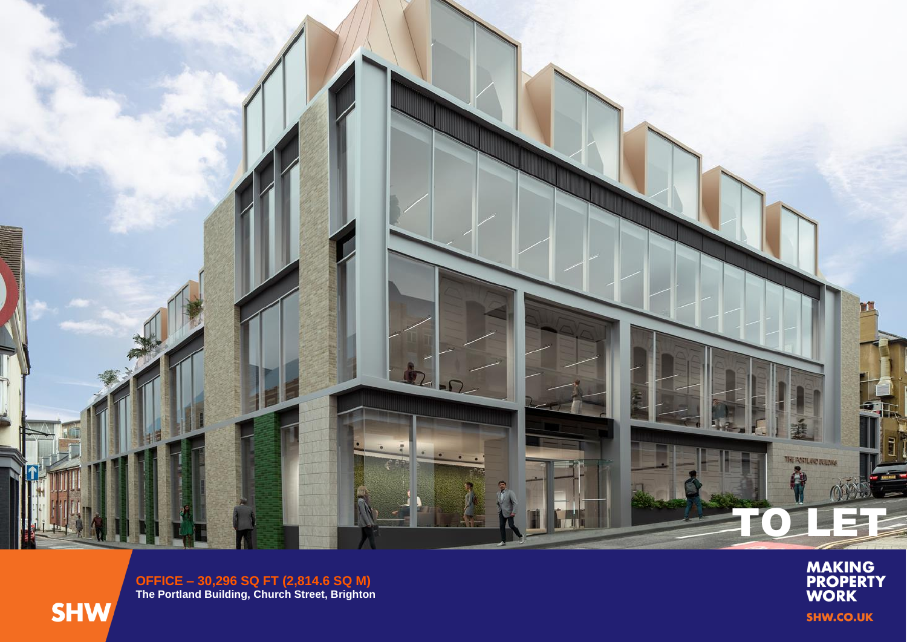# TO LET

**OFFICE – 30,296 SQ FT (2,814.6 SQ M)**

**The Portland Building, Church Street, Brighton**

SHW

MAKING PROPERTY WORK

SHW.CO.UK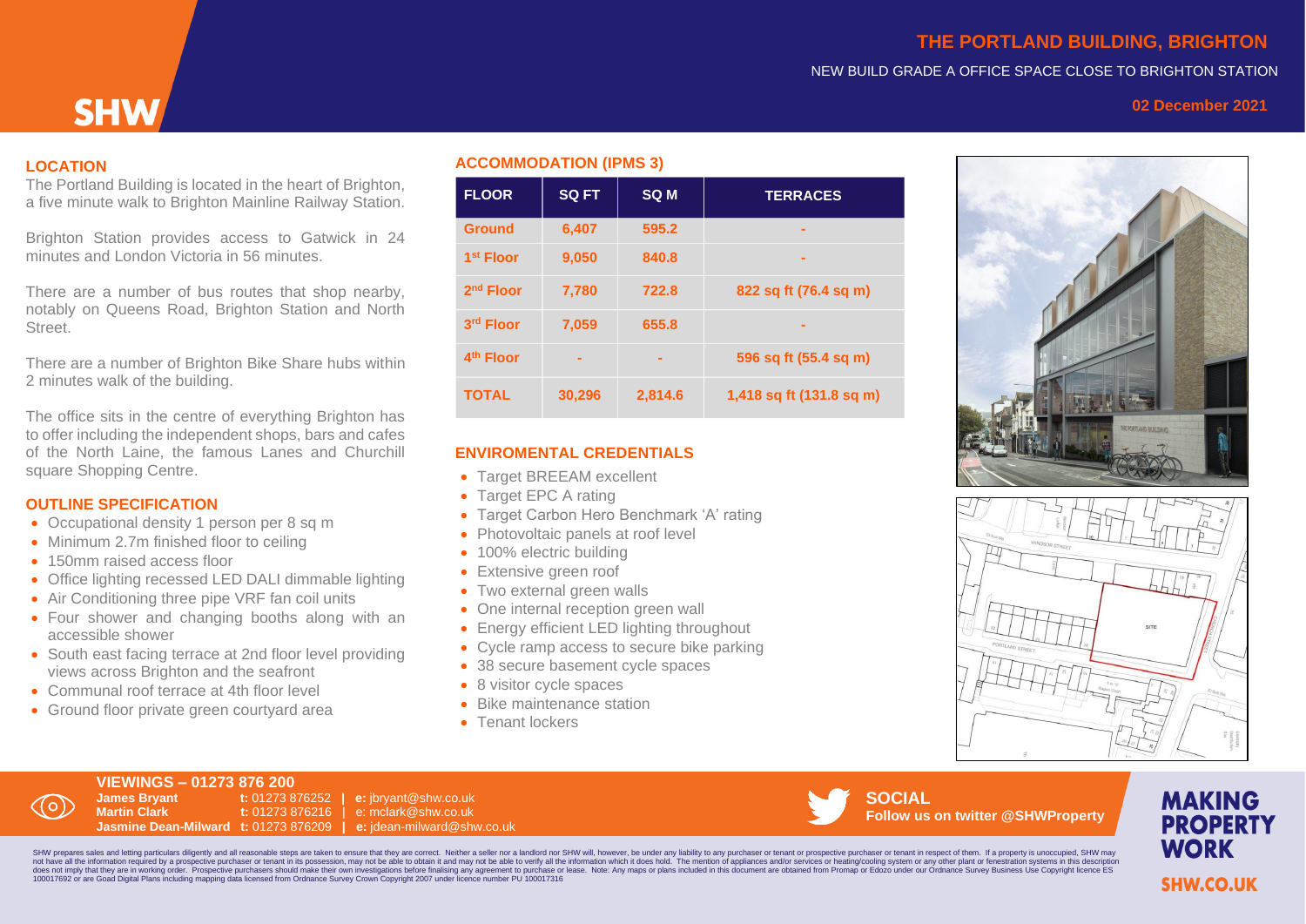# THE PORTLAND BUILDING, BRIGHTON

NEW BUILD GRADE A OFFICE SPACE CLOSE TO BRIGHTON STATION

**02 December 2021**

## LOCATION

The Portland Building is located in the heart of Brighton, a five minute walk to Brighton Mainline Railway Station.

Brighton Station provides access to Gatwick in 24 minutes and London Victoria in 56 minutes.

There are a number of bus routes that shop nearby, notably on Queens Road, Brighton Station and North Street.

There are a number of Brighton Bike Share hubs within 2 minutes walk of the building.

The office sits in the centre of everything Brighton has to offer including the independent shops, bars and cafes of the North Laine, the famous Lanes and Churchill square Shopping Centre.

## OUTLINE SPECIFICATION

- Occupational density 1 person per 8 sq m
- Minimum 2.7m finished floor to ceiling
- 150mm raised access floor
- Office lighting recessed LED DALI dimmable lighting
- Air Conditioning three pipe VRF fan coil units
- Four shower and changing booths along with an accessible shower
- South east facing terrace at 2nd floor level providing views across Brighton and the seafront
- Communal roof terrace at 4th floor level
- Ground floor private green courtyard area

## ACCOMMODATION (IPMS 3)

| FLOOR | SQ FT | SQ M | TERRACES |
|---|---|---|---|
| Ground | 6,407 | 595.2 | - |
| 1st Floor | 9,050 | 840.8 | - |
| 2nd Floor | 7,780 | 722.8 | 822 sq ft (76.4 sq m) |
| 3rd Floor | 7,059 | 655.8 | - |
| 4th Floor | - | - | 596 sq ft (55.4 sq m) |
| TOTAL | 30,296 | 2,814.6 | 1,418 sq ft (131.8 sq m) |

## ENVIROMENTAL CREDENTIALS

- Target BREEAM excellent
- Target EPC A rating
- Target Carbon Hero Benchmark 'A' rating
- Photovoltaic panels at roof level
- 100% electric building
- Extensive green roof
- Two external green walls
- One internal reception green wall
- Energy efficient LED lighting throughout
- Cycle ramp access to secure bike parking
- 38 secure basement cycle spaces
- 8 visitor cycle spaces
- Bike maintenance station
- Tenant lockers

## VIEWINGS – 01273 876 200

**James Bryant** **t:** 01273 876252 | **e:** jbryant@shw.co.uk
**Martin Clark** **t:** 01273 876216 | e: mclark@shw.co.uk
**Jasmine Dean-Milward** **t:** 01273 876209 | **e:** jdean-milward@shw.co.uk

**SOCIAL**
**Follow us on twitter @SHWProperty**

**MAKING PROPERTY WORK**
**SHW.CO.UK**

SHW prepares sales and letting particulars diligently and all reasonable steps are taken to ensure that they are correct. Neither a seller nor a landlord nor SHW will, however, be under any liability to any purchaser or tenant or prospective purchaser or tenant in respect of them. If a property is unoccupied, SHW may not have all the information required by a prospective purchaser or tenant in its possession, may not be able to obtain it and may not be able to verify all the information which it does hold. The mention of appliances and/or services or heating/cooling system or any other plant or fenestration systems in this description does not imply that they are in working order. Prospective purchasers should make their own investigations before finalising any agreement to purchase or lease. Note: Any maps or plans included in this document are obtained from Promap or Edozo under our Ordnance Survey Business Use Copyright licence ES 100017692 or are Goad Digital Plans including mapping data licensed from Ordnance Survey Crown Copyright 2007 under licence number PU 100017316